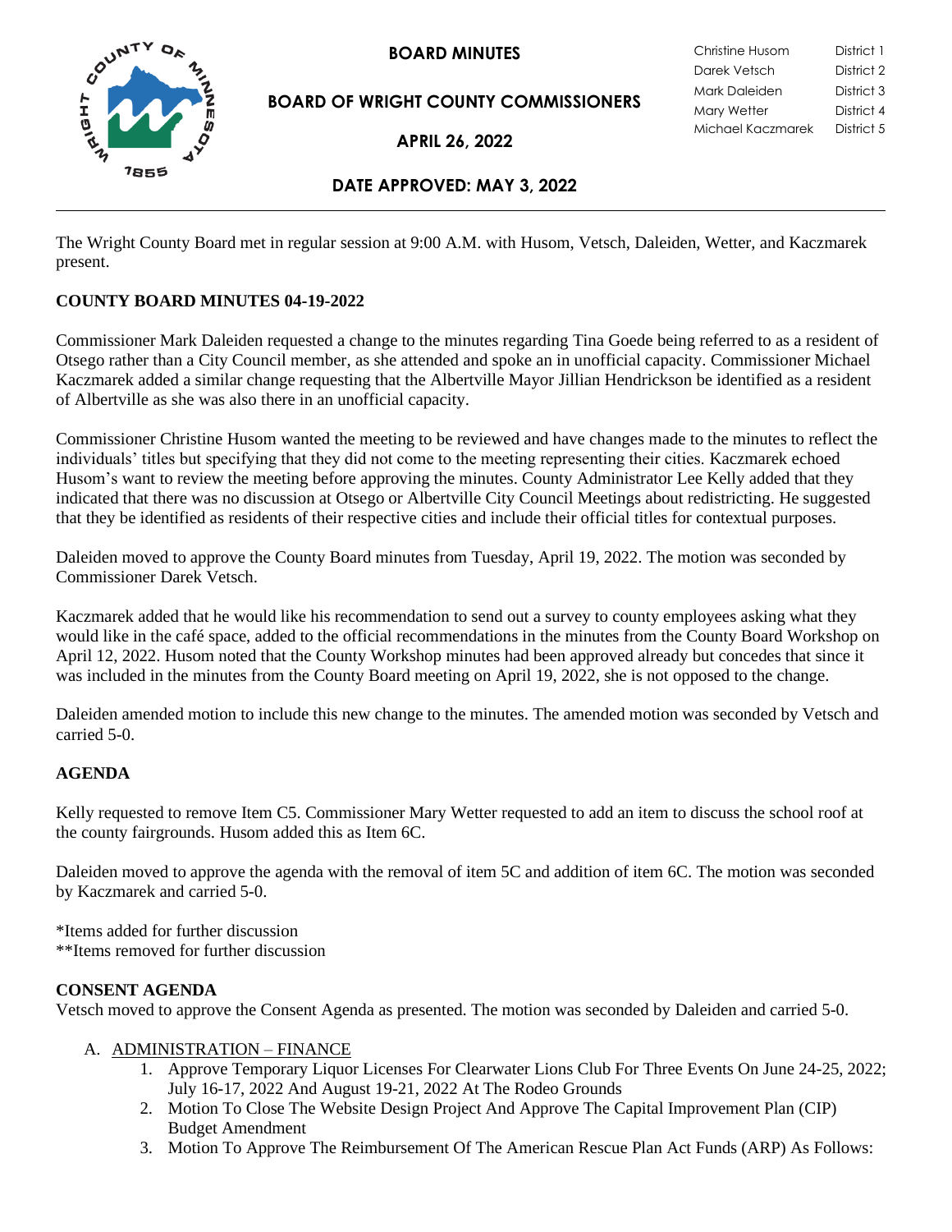# BOARD MINUTES

## BOARD OF WRIGHT COUNTY COMMISSIONERS

### APRIL 26, 2022

| | |
|---|---|
| Christine Husom | District 1 |
| Darek Vetsch | District 2 |
| Mark Daleiden | District 3 |
| Mary Wetter | District 4 |
| Michael Kaczmarek | District 5 |

### DATE APPROVED: MAY 3, 2022

---

The Wright County Board met in regular session at 9:00 A.M. with Husom, Vetsch, Daleiden, Wetter, and Kaczmarek present.

**COUNTY BOARD MINUTES 04-19-2022**

Commissioner Mark Daleiden requested a change to the minutes regarding Tina Goede being referred to as a resident of Otsego rather than a City Council member, as she attended and spoke an in unofficial capacity. Commissioner Michael Kaczmarek added a similar change requesting that the Albertville Mayor Jillian Hendrickson be identified as a resident of Albertville as she was also there in an unofficial capacity.

Commissioner Christine Husom wanted the meeting to be reviewed and have changes made to the minutes to reflect the individuals' titles but specifying that they did not come to the meeting representing their cities. Kaczmarek echoed Husom's want to review the meeting before approving the minutes. County Administrator Lee Kelly added that they indicated that there was no discussion at Otsego or Albertville City Council Meetings about redistricting. He suggested that they be identified as residents of their respective cities and include their official titles for contextual purposes.

Daleiden moved to approve the County Board minutes from Tuesday, April 19, 2022. The motion was seconded by Commissioner Darek Vetsch.

Kaczmarek added that he would like his recommendation to send out a survey to county employees asking what they would like in the café space, added to the official recommendations in the minutes from the County Board Workshop on April 12, 2022. Husom noted that the County Workshop minutes had been approved already but concedes that since it was included in the minutes from the County Board meeting on April 19, 2022, she is not opposed to the change.

Daleiden amended motion to include this new change to the minutes. The amended motion was seconded by Vetsch and carried 5-0.

**AGENDA**

Kelly requested to remove Item C5. Commissioner Mary Wetter requested to add an item to discuss the school roof at the county fairgrounds. Husom added this as Item 6C.

Daleiden moved to approve the agenda with the removal of item 5C and addition of item 6C. The motion was seconded by Kaczmarek and carried 5-0.

*Items added for further discussion
**Items removed for further discussion

**CONSENT AGENDA**
Vetsch moved to approve the Consent Agenda as presented. The motion was seconded by Daleiden and carried 5-0.

A. ADMINISTRATION – FINANCE
   1. Approve Temporary Liquor Licenses For Clearwater Lions Club For Three Events On June 24-25, 2022; July 16-17, 2022 And August 19-21, 2022 At The Rodeo Grounds
   2. Motion To Close The Website Design Project And Approve The Capital Improvement Plan (CIP) Budget Amendment
   3. Motion To Approve The Reimbursement Of The American Rescue Plan Act Funds (ARP) As Follows: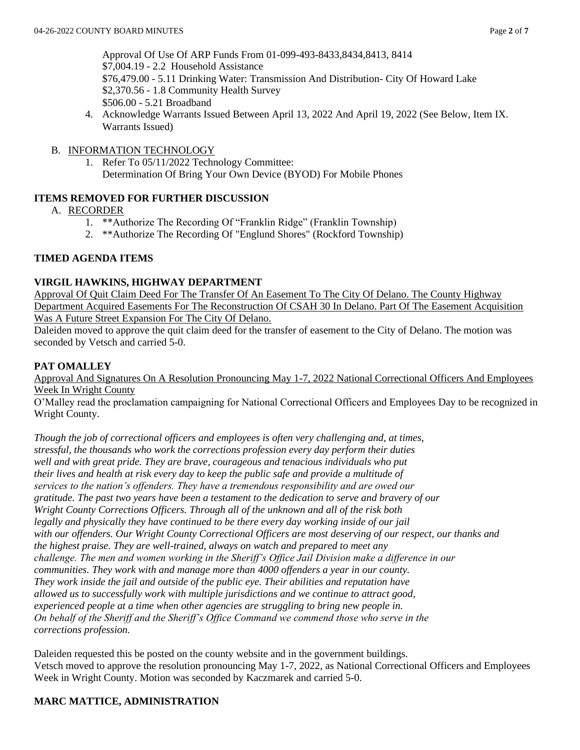Approval Of Use Of ARP Funds From 01-099-493-8433,8434,8413, 8414
$7,004.19 - 2.2 Household Assistance
$76,479.00 - 5.11 Drinking Water: Transmission And Distribution- City Of Howard Lake
$2,370.56 - 1.8 Community Health Survey
$506.00 - 5.21 Broadband

4. Acknowledge Warrants Issued Between April 13, 2022 And April 19, 2022 (See Below, Item IX. Warrants Issued)

B. INFORMATION TECHNOLOGY

1. Refer To 05/11/2022 Technology Committee:
Determination Of Bring Your Own Device (BYOD) For Mobile Phones

**ITEMS REMOVED FOR FURTHER DISCUSSION**

A. RECORDER

1. **Authorize The Recording Of "Franklin Ridge" (Franklin Township)
2. **Authorize The Recording Of "Englund Shores" (Rockford Township)

**TIMED AGENDA ITEMS**

**VIRGIL HAWKINS, HIGHWAY DEPARTMENT**

Approval Of Quit Claim Deed For The Transfer Of An Easement To The City Of Delano. The County Highway Department Acquired Easements For The Reconstruction Of CSAH 30 In Delano. Part Of The Easement Acquisition Was A Future Street Expansion For The City Of Delano.

Daleiden moved to approve the quit claim deed for the transfer of easement to the City of Delano. The motion was seconded by Vetsch and carried 5-0.

**PAT OMALLEY**

Approval And Signatures On A Resolution Pronouncing May 1-7, 2022 National Correctional Officers And Employees Week In Wright County

O'Malley read the proclamation campaigning for National Correctional Officers and Employees Day to be recognized in Wright County.

*Though the job of correctional officers and employees is often very challenging and, at times, stressful, the thousands who work the corrections profession every day perform their duties well and with great pride. They are brave, courageous and tenacious individuals who put their lives and health at risk every day to keep the public safe and provide a multitude of services to the nation's offenders. They have a tremendous responsibility and are owed our gratitude. The past two years have been a testament to the dedication to serve and bravery of our Wright County Corrections Officers. Through all of the unknown and all of the risk both legally and physically they have continued to be there every day working inside of our jail with our offenders. Our Wright County Correctional Officers are most deserving of our respect, our thanks and the highest praise. They are well-trained, always on watch and prepared to meet any challenge. The men and women working in the Sheriff's Office Jail Division make a difference in our communities. They work with and manage more than 4000 offenders a year in our county. They work inside the jail and outside of the public eye. Their abilities and reputation have allowed us to successfully work with multiple jurisdictions and we continue to attract good, experienced people at a time when other agencies are struggling to bring new people in. On behalf of the Sheriff and the Sheriff's Office Command we commend those who serve in the corrections profession.*

Daleiden requested this be posted on the county website and in the government buildings.
Vetsch moved to approve the resolution pronouncing May 1-7, 2022, as National Correctional Officers and Employees Week in Wright County. Motion was seconded by Kaczmarek and carried 5-0.

**MARC MATTICE, ADMINISTRATION**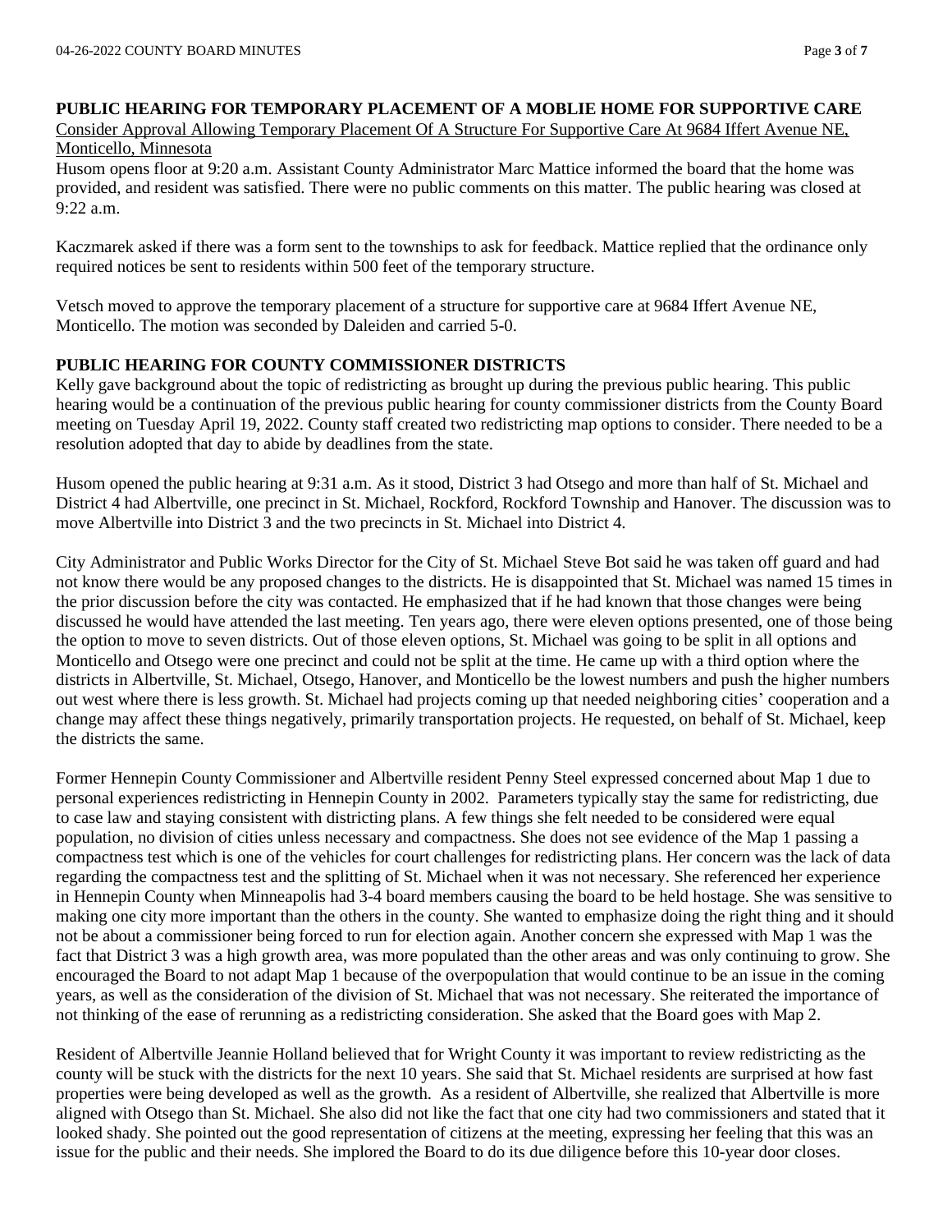## PUBLIC HEARING FOR TEMPORARY PLACEMENT OF A MOBLIE HOME FOR SUPPORTIVE CARE

Consider Approval Allowing Temporary Placement Of A Structure For Supportive Care At 9684 Iffert Avenue NE, Monticello, Minnesota

Husom opens floor at 9:20 a.m. Assistant County Administrator Marc Mattice informed the board that the home was provided, and resident was satisfied. There were no public comments on this matter. The public hearing was closed at 9:22 a.m.

Kaczmarek asked if there was a form sent to the townships to ask for feedback. Mattice replied that the ordinance only required notices be sent to residents within 500 feet of the temporary structure.

Vetsch moved to approve the temporary placement of a structure for supportive care at 9684 Iffert Avenue NE, Monticello. The motion was seconded by Daleiden and carried 5-0.

## PUBLIC HEARING FOR COUNTY COMMISSIONER DISTRICTS

Kelly gave background about the topic of redistricting as brought up during the previous public hearing. This public hearing would be a continuation of the previous public hearing for county commissioner districts from the County Board meeting on Tuesday April 19, 2022. County staff created two redistricting map options to consider. There needed to be a resolution adopted that day to abide by deadlines from the state.

Husom opened the public hearing at 9:31 a.m. As it stood, District 3 had Otsego and more than half of St. Michael and District 4 had Albertville, one precinct in St. Michael, Rockford, Rockford Township and Hanover. The discussion was to move Albertville into District 3 and the two precincts in St. Michael into District 4.

City Administrator and Public Works Director for the City of St. Michael Steve Bot said he was taken off guard and had not know there would be any proposed changes to the districts. He is disappointed that St. Michael was named 15 times in the prior discussion before the city was contacted. He emphasized that if he had known that those changes were being discussed he would have attended the last meeting. Ten years ago, there were eleven options presented, one of those being the option to move to seven districts. Out of those eleven options, St. Michael was going to be split in all options and Monticello and Otsego were one precinct and could not be split at the time. He came up with a third option where the districts in Albertville, St. Michael, Otsego, Hanover, and Monticello be the lowest numbers and push the higher numbers out west where there is less growth. St. Michael had projects coming up that needed neighboring cities' cooperation and a change may affect these things negatively, primarily transportation projects. He requested, on behalf of St. Michael, keep the districts the same.

Former Hennepin County Commissioner and Albertville resident Penny Steel expressed concerned about Map 1 due to personal experiences redistricting in Hennepin County in 2002. Parameters typically stay the same for redistricting, due to case law and staying consistent with districting plans. A few things she felt needed to be considered were equal population, no division of cities unless necessary and compactness. She does not see evidence of the Map 1 passing a compactness test which is one of the vehicles for court challenges for redistricting plans. Her concern was the lack of data regarding the compactness test and the splitting of St. Michael when it was not necessary. She referenced her experience in Hennepin County when Minneapolis had 3-4 board members causing the board to be held hostage. She was sensitive to making one city more important than the others in the county. She wanted to emphasize doing the right thing and it should not be about a commissioner being forced to run for election again. Another concern she expressed with Map 1 was the fact that District 3 was a high growth area, was more populated than the other areas and was only continuing to grow. She encouraged the Board to not adapt Map 1 because of the overpopulation that would continue to be an issue in the coming years, as well as the consideration of the division of St. Michael that was not necessary. She reiterated the importance of not thinking of the ease of rerunning as a redistricting consideration. She asked that the Board goes with Map 2.

Resident of Albertville Jeannie Holland believed that for Wright County it was important to review redistricting as the county will be stuck with the districts for the next 10 years. She said that St. Michael residents are surprised at how fast properties were being developed as well as the growth. As a resident of Albertville, she realized that Albertville is more aligned with Otsego than St. Michael. She also did not like the fact that one city had two commissioners and stated that it looked shady. She pointed out the good representation of citizens at the meeting, expressing her feeling that this was an issue for the public and their needs. She implored the Board to do its due diligence before this 10-year door closes.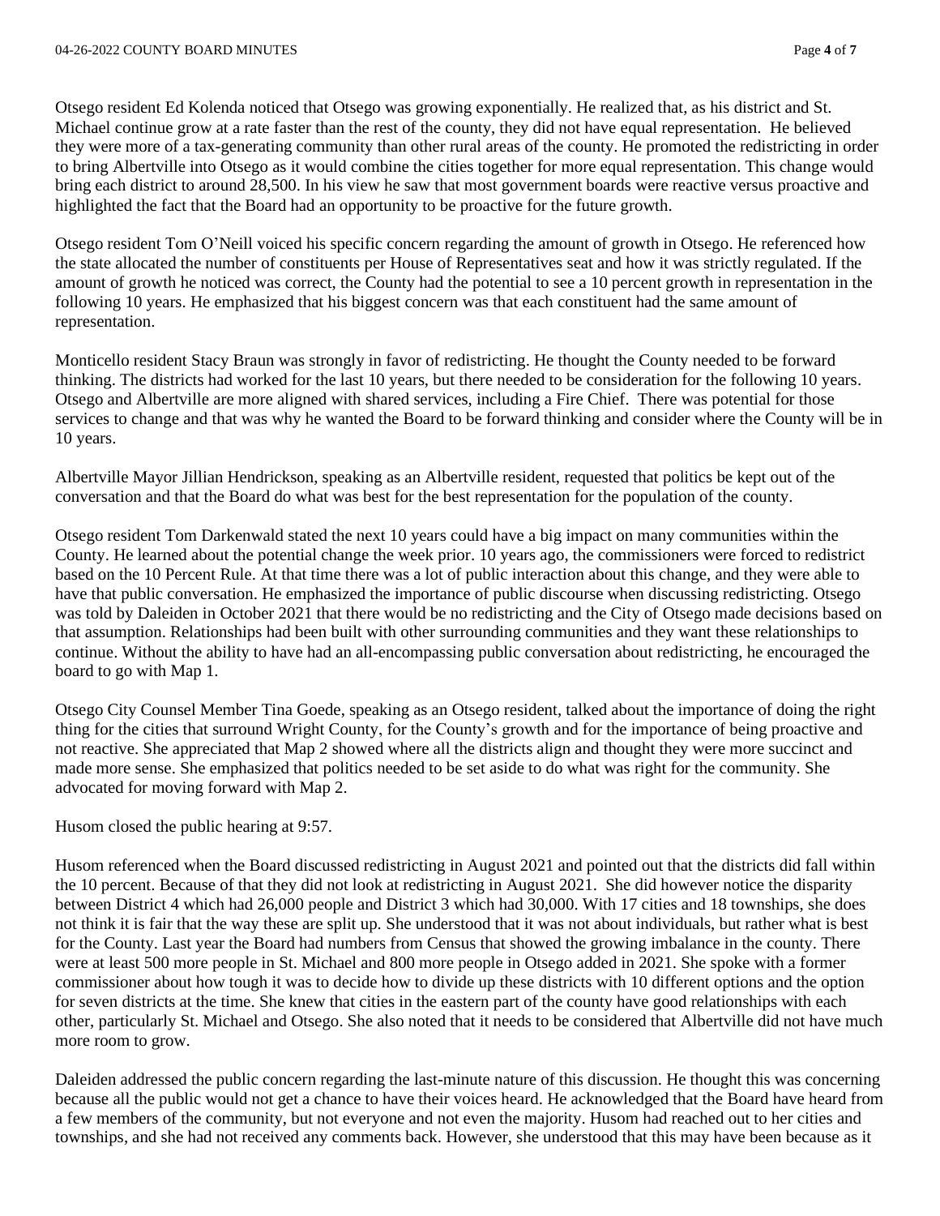Otsego resident Ed Kolenda noticed that Otsego was growing exponentially. He realized that, as his district and St. Michael continue grow at a rate faster than the rest of the county, they did not have equal representation. He believed they were more of a tax-generating community than other rural areas of the county. He promoted the redistricting in order to bring Albertville into Otsego as it would combine the cities together for more equal representation. This change would bring each district to around 28,500. In his view he saw that most government boards were reactive versus proactive and highlighted the fact that the Board had an opportunity to be proactive for the future growth.

Otsego resident Tom O'Neill voiced his specific concern regarding the amount of growth in Otsego. He referenced how the state allocated the number of constituents per House of Representatives seat and how it was strictly regulated. If the amount of growth he noticed was correct, the County had the potential to see a 10 percent growth in representation in the following 10 years. He emphasized that his biggest concern was that each constituent had the same amount of representation.

Monticello resident Stacy Braun was strongly in favor of redistricting. He thought the County needed to be forward thinking. The districts had worked for the last 10 years, but there needed to be consideration for the following 10 years. Otsego and Albertville are more aligned with shared services, including a Fire Chief. There was potential for those services to change and that was why he wanted the Board to be forward thinking and consider where the County will be in 10 years.

Albertville Mayor Jillian Hendrickson, speaking as an Albertville resident, requested that politics be kept out of the conversation and that the Board do what was best for the best representation for the population of the county.

Otsego resident Tom Darkenwald stated the next 10 years could have a big impact on many communities within the County. He learned about the potential change the week prior. 10 years ago, the commissioners were forced to redistrict based on the 10 Percent Rule. At that time there was a lot of public interaction about this change, and they were able to have that public conversation. He emphasized the importance of public discourse when discussing redistricting. Otsego was told by Daleiden in October 2021 that there would be no redistricting and the City of Otsego made decisions based on that assumption. Relationships had been built with other surrounding communities and they want these relationships to continue. Without the ability to have had an all-encompassing public conversation about redistricting, he encouraged the board to go with Map 1.

Otsego City Counsel Member Tina Goede, speaking as an Otsego resident, talked about the importance of doing the right thing for the cities that surround Wright County, for the County's growth and for the importance of being proactive and not reactive. She appreciated that Map 2 showed where all the districts align and thought they were more succinct and made more sense. She emphasized that politics needed to be set aside to do what was right for the community. She advocated for moving forward with Map 2.

Husom closed the public hearing at 9:57.

Husom referenced when the Board discussed redistricting in August 2021 and pointed out that the districts did fall within the 10 percent. Because of that they did not look at redistricting in August 2021. She did however notice the disparity between District 4 which had 26,000 people and District 3 which had 30,000. With 17 cities and 18 townships, she does not think it is fair that the way these are split up. She understood that it was not about individuals, but rather what is best for the County. Last year the Board had numbers from Census that showed the growing imbalance in the county. There were at least 500 more people in St. Michael and 800 more people in Otsego added in 2021. She spoke with a former commissioner about how tough it was to decide how to divide up these districts with 10 different options and the option for seven districts at the time. She knew that cities in the eastern part of the county have good relationships with each other, particularly St. Michael and Otsego. She also noted that it needs to be considered that Albertville did not have much more room to grow.

Daleiden addressed the public concern regarding the last-minute nature of this discussion. He thought this was concerning because all the public would not get a chance to have their voices heard. He acknowledged that the Board have heard from a few members of the community, but not everyone and not even the majority. Husom had reached out to her cities and townships, and she had not received any comments back. However, she understood that this may have been because as it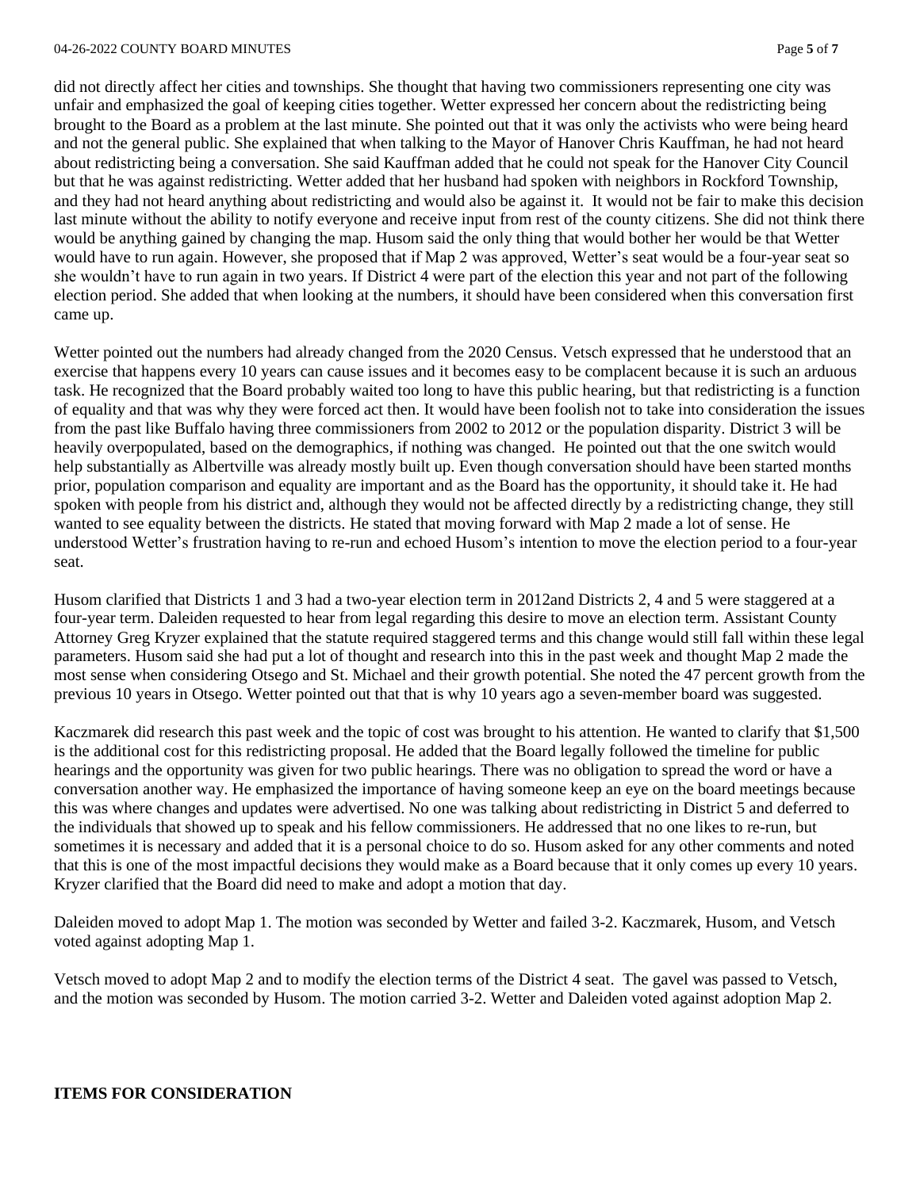did not directly affect her cities and townships. She thought that having two commissioners representing one city was unfair and emphasized the goal of keeping cities together. Wetter expressed her concern about the redistricting being brought to the Board as a problem at the last minute. She pointed out that it was only the activists who were being heard and not the general public. She explained that when talking to the Mayor of Hanover Chris Kauffman, he had not heard about redistricting being a conversation. She said Kauffman added that he could not speak for the Hanover City Council but that he was against redistricting. Wetter added that her husband had spoken with neighbors in Rockford Township, and they had not heard anything about redistricting and would also be against it. It would not be fair to make this decision last minute without the ability to notify everyone and receive input from rest of the county citizens. She did not think there would be anything gained by changing the map. Husom said the only thing that would bother her would be that Wetter would have to run again. However, she proposed that if Map 2 was approved, Wetter's seat would be a four-year seat so she wouldn't have to run again in two years. If District 4 were part of the election this year and not part of the following election period. She added that when looking at the numbers, it should have been considered when this conversation first came up.

Wetter pointed out the numbers had already changed from the 2020 Census. Vetsch expressed that he understood that an exercise that happens every 10 years can cause issues and it becomes easy to be complacent because it is such an arduous task. He recognized that the Board probably waited too long to have this public hearing, but that redistricting is a function of equality and that was why they were forced act then. It would have been foolish not to take into consideration the issues from the past like Buffalo having three commissioners from 2002 to 2012 or the population disparity. District 3 will be heavily overpopulated, based on the demographics, if nothing was changed. He pointed out that the one switch would help substantially as Albertville was already mostly built up. Even though conversation should have been started months prior, population comparison and equality are important and as the Board has the opportunity, it should take it. He had spoken with people from his district and, although they would not be affected directly by a redistricting change, they still wanted to see equality between the districts. He stated that moving forward with Map 2 made a lot of sense. He understood Wetter's frustration having to re-run and echoed Husom's intention to move the election period to a four-year seat.

Husom clarified that Districts 1 and 3 had a two-year election term in 2012and Districts 2, 4 and 5 were staggered at a four-year term. Daleiden requested to hear from legal regarding this desire to move an election term. Assistant County Attorney Greg Kryzer explained that the statute required staggered terms and this change would still fall within these legal parameters. Husom said she had put a lot of thought and research into this in the past week and thought Map 2 made the most sense when considering Otsego and St. Michael and their growth potential. She noted the 47 percent growth from the previous 10 years in Otsego. Wetter pointed out that that is why 10 years ago a seven-member board was suggested.

Kaczmarek did research this past week and the topic of cost was brought to his attention. He wanted to clarify that $1,500 is the additional cost for this redistricting proposal. He added that the Board legally followed the timeline for public hearings and the opportunity was given for two public hearings. There was no obligation to spread the word or have a conversation another way. He emphasized the importance of having someone keep an eye on the board meetings because this was where changes and updates were advertised. No one was talking about redistricting in District 5 and deferred to the individuals that showed up to speak and his fellow commissioners. He addressed that no one likes to re-run, but sometimes it is necessary and added that it is a personal choice to do so. Husom asked for any other comments and noted that this is one of the most impactful decisions they would make as a Board because that it only comes up every 10 years. Kryzer clarified that the Board did need to make and adopt a motion that day.

Daleiden moved to adopt Map 1. The motion was seconded by Wetter and failed 3-2. Kaczmarek, Husom, and Vetsch voted against adopting Map 1.

Vetsch moved to adopt Map 2 and to modify the election terms of the District 4 seat. The gavel was passed to Vetsch, and the motion was seconded by Husom. The motion carried 3-2. Wetter and Daleiden voted against adoption Map 2.

**ITEMS FOR CONSIDERATION**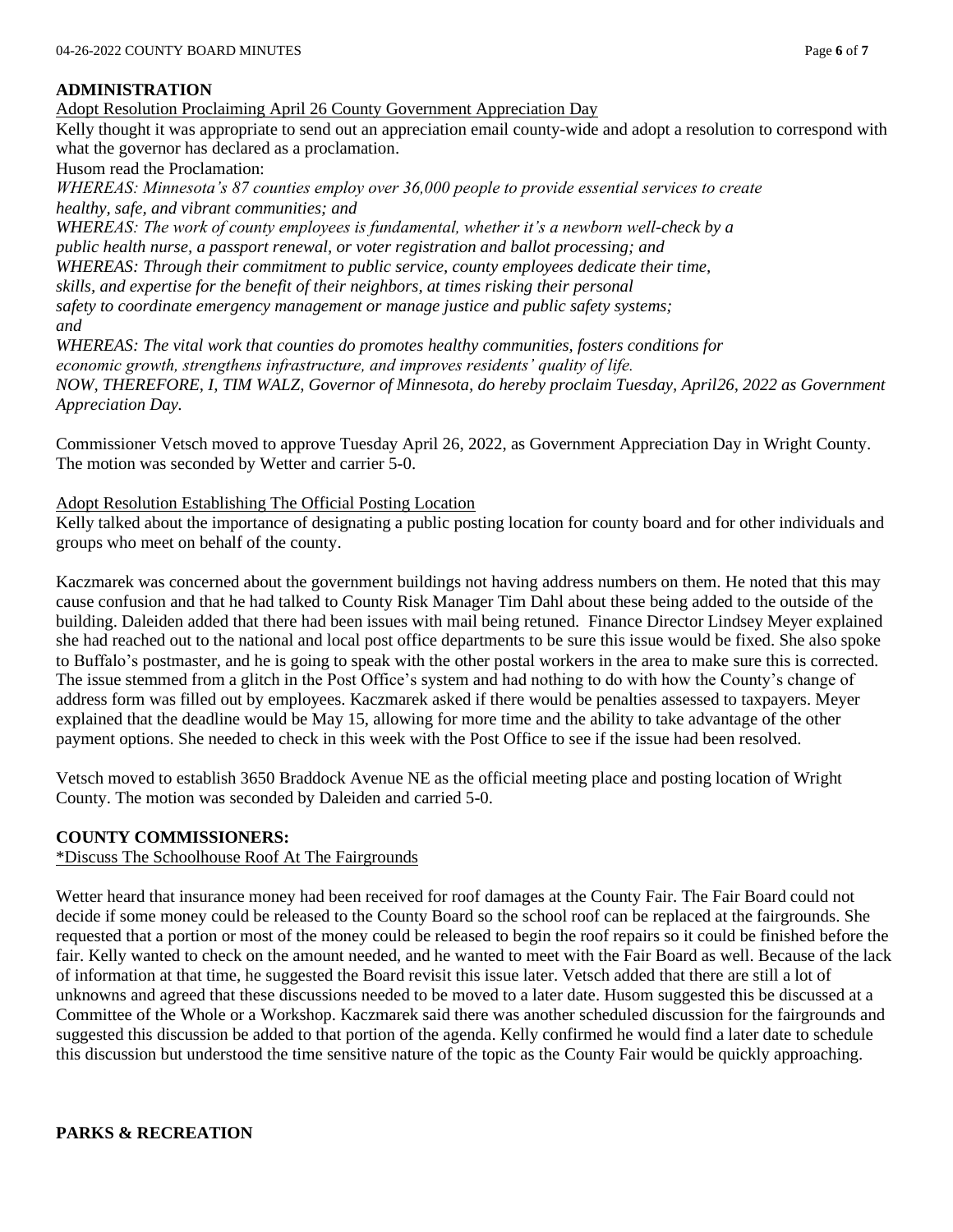**ADMINISTRATION**

Adopt Resolution Proclaiming April 26 County Government Appreciation Day

Kelly thought it was appropriate to send out an appreciation email county-wide and adopt a resolution to correspond with what the governor has declared as a proclamation.

Husom read the Proclamation:

*WHEREAS: Minnesota's 87 counties employ over 36,000 people to provide essential services to create healthy, safe, and vibrant communities; and*

*WHEREAS: The work of county employees is fundamental, whether it's a newborn well-check by a public health nurse, a passport renewal, or voter registration and ballot processing; and*

*WHEREAS: Through their commitment to public service, county employees dedicate their time, skills, and expertise for the benefit of their neighbors, at times risking their personal safety to coordinate emergency management or manage justice and public safety systems; and*

*WHEREAS: The vital work that counties do promotes healthy communities, fosters conditions for economic growth, strengthens infrastructure, and improves residents' quality of life.*

*NOW, THEREFORE, I, TIM WALZ, Governor of Minnesota, do hereby proclaim Tuesday, April26, 2022 as Government Appreciation Day.*

Commissioner Vetsch moved to approve Tuesday April 26, 2022, as Government Appreciation Day in Wright County. The motion was seconded by Wetter and carrier 5-0.

Adopt Resolution Establishing The Official Posting Location

Kelly talked about the importance of designating a public posting location for county board and for other individuals and groups who meet on behalf of the county.

Kaczmarek was concerned about the government buildings not having address numbers on them. He noted that this may cause confusion and that he had talked to County Risk Manager Tim Dahl about these being added to the outside of the building. Daleiden added that there had been issues with mail being retuned. Finance Director Lindsey Meyer explained she had reached out to the national and local post office departments to be sure this issue would be fixed. She also spoke to Buffalo's postmaster, and he is going to speak with the other postal workers in the area to make sure this is corrected. The issue stemmed from a glitch in the Post Office's system and had nothing to do with how the County's change of address form was filled out by employees. Kaczmarek asked if there would be penalties assessed to taxpayers. Meyer explained that the deadline would be May 15, allowing for more time and the ability to take advantage of the other payment options. She needed to check in this week with the Post Office to see if the issue had been resolved.

Vetsch moved to establish 3650 Braddock Avenue NE as the official meeting place and posting location of Wright County. The motion was seconded by Daleiden and carried 5-0.

**COUNTY COMMISSIONERS:**

*Discuss The Schoolhouse Roof At The Fairgrounds

Wetter heard that insurance money had been received for roof damages at the County Fair. The Fair Board could not decide if some money could be released to the County Board so the school roof can be replaced at the fairgrounds. She requested that a portion or most of the money could be released to begin the roof repairs so it could be finished before the fair. Kelly wanted to check on the amount needed, and he wanted to meet with the Fair Board as well. Because of the lack of information at that time, he suggested the Board revisit this issue later. Vetsch added that there are still a lot of unknowns and agreed that these discussions needed to be moved to a later date. Husom suggested this be discussed at a Committee of the Whole or a Workshop. Kaczmarek said there was another scheduled discussion for the fairgrounds and suggested this discussion be added to that portion of the agenda. Kelly confirmed he would find a later date to schedule this discussion but understood the time sensitive nature of the topic as the County Fair would be quickly approaching.

**PARKS & RECREATION**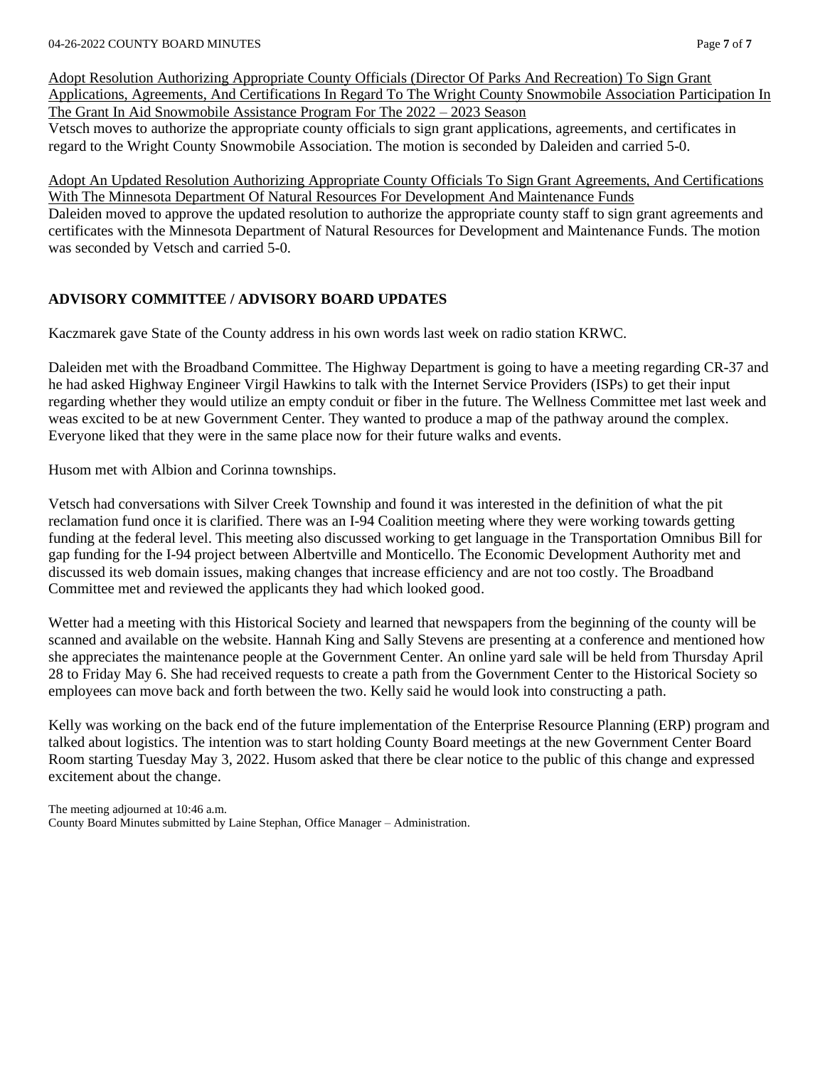Adopt Resolution Authorizing Appropriate County Officials (Director Of Parks And Recreation) To Sign Grant Applications, Agreements, And Certifications In Regard To The Wright County Snowmobile Association Participation In The Grant In Aid Snowmobile Assistance Program For The 2022 – 2023 Season

Vetsch moves to authorize the appropriate county officials to sign grant applications, agreements, and certificates in regard to the Wright County Snowmobile Association. The motion is seconded by Daleiden and carried 5-0.

Adopt An Updated Resolution Authorizing Appropriate County Officials To Sign Grant Agreements, And Certifications With The Minnesota Department Of Natural Resources For Development And Maintenance Funds

Daleiden moved to approve the updated resolution to authorize the appropriate county staff to sign grant agreements and certificates with the Minnesota Department of Natural Resources for Development and Maintenance Funds. The motion was seconded by Vetsch and carried 5-0.

## ADVISORY COMMITTEE / ADVISORY BOARD UPDATES

Kaczmarek gave State of the County address in his own words last week on radio station KRWC.

Daleiden met with the Broadband Committee. The Highway Department is going to have a meeting regarding CR-37 and he had asked Highway Engineer Virgil Hawkins to talk with the Internet Service Providers (ISPs) to get their input regarding whether they would utilize an empty conduit or fiber in the future. The Wellness Committee met last week and weas excited to be at new Government Center. They wanted to produce a map of the pathway around the complex. Everyone liked that they were in the same place now for their future walks and events.

Husom met with Albion and Corinna townships.

Vetsch had conversations with Silver Creek Township and found it was interested in the definition of what the pit reclamation fund once it is clarified. There was an I-94 Coalition meeting where they were working towards getting funding at the federal level. This meeting also discussed working to get language in the Transportation Omnibus Bill for gap funding for the I-94 project between Albertville and Monticello. The Economic Development Authority met and discussed its web domain issues, making changes that increase efficiency and are not too costly. The Broadband Committee met and reviewed the applicants they had which looked good.

Wetter had a meeting with this Historical Society and learned that newspapers from the beginning of the county will be scanned and available on the website. Hannah King and Sally Stevens are presenting at a conference and mentioned how she appreciates the maintenance people at the Government Center. An online yard sale will be held from Thursday April 28 to Friday May 6. She had received requests to create a path from the Government Center to the Historical Society so employees can move back and forth between the two. Kelly said he would look into constructing a path.

Kelly was working on the back end of the future implementation of the Enterprise Resource Planning (ERP) program and talked about logistics. The intention was to start holding County Board meetings at the new Government Center Board Room starting Tuesday May 3, 2022. Husom asked that there be clear notice to the public of this change and expressed excitement about the change.

The meeting adjourned at 10:46 a.m.
County Board Minutes submitted by Laine Stephan, Office Manager – Administration.